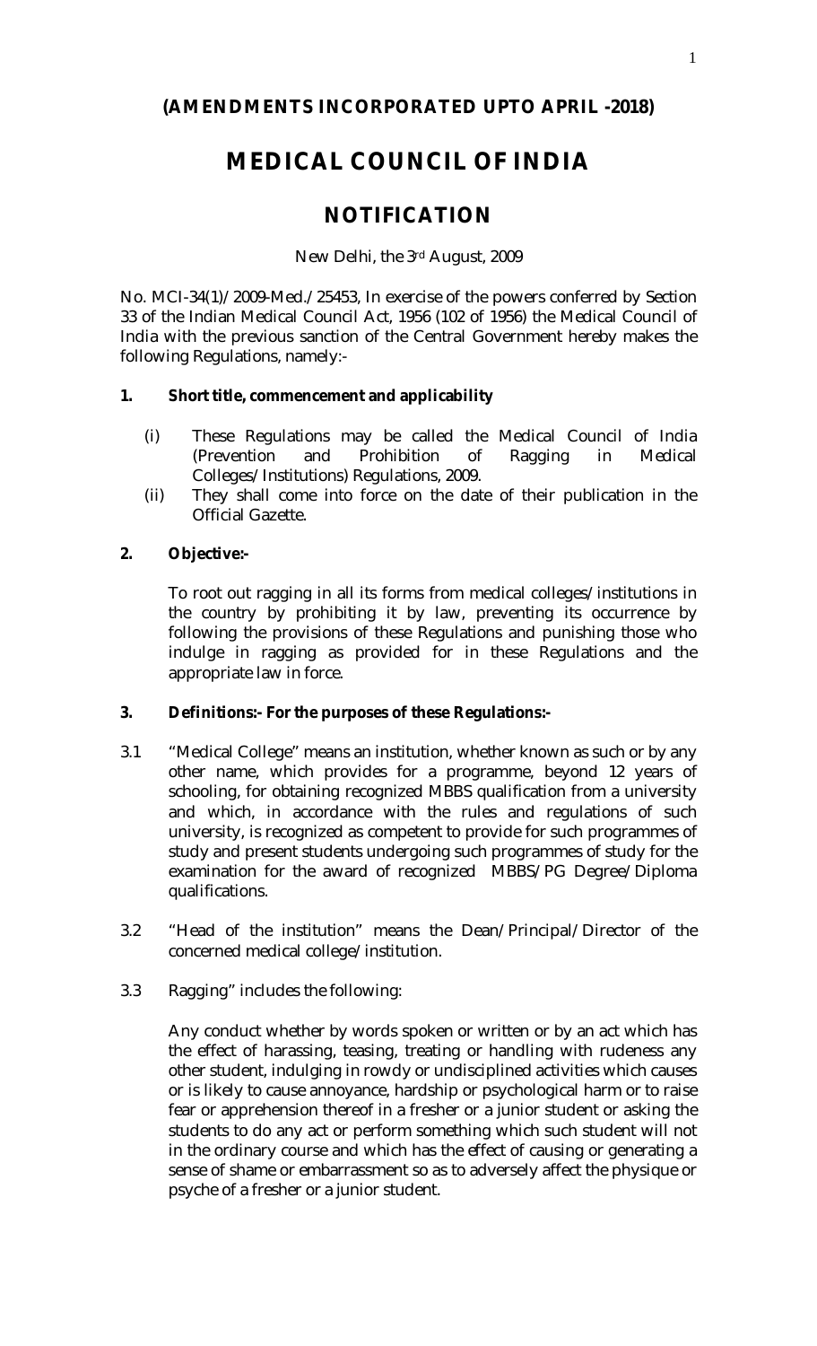**(AMENDMENTS INCORPORATED UPTO APRIL -2018)**

# MEDICAL COUNCIL OF INDIA

## NOTIFICATION

New Delhi, the 3rd August, 2009

No. MCI-34(1)/2009-Med./25453, In exercise of the powers conferred by Section 33 of the Indian Medical Council Act, 1956 (102 of 1956) the Medical Council of India with the previous sanction of the Central Government hereby makes the following Regulations, namely:-

### 1. Short title, commencement and applicability

(i) These Regulations may be called the Medical Council of India (Prevention and Prohibition of Ragging in Medical Colleges/Institutions) Regulations, 2009.

(ii) They shall come into force on the date of their publication in the Official Gazette.

### 2. Objective:-

To root out ragging in all its forms from medical colleges/institutions in the country by prohibiting it by law, preventing its occurrence by following the provisions of these Regulations and punishing those who indulge in ragging as provided for in these Regulations and the appropriate law in force.

### 3. Definitions:- For the purposes of these Regulations:-

3.1 "Medical College" means an institution, whether known as such or by any other name, which provides for a programme, beyond 12 years of schooling, for obtaining recognized MBBS qualification from a university and which, in accordance with the rules and regulations of such university, is recognized as competent to provide for such programmes of study and present students undergoing such programmes of study for the examination for the award of recognized MBBS/PG Degree/Diploma qualifications.

3.2 "Head of the institution" means the Dean/Principal/Director of the concerned medical college/institution.

3.3 Ragging" includes the following:

Any conduct whether by words spoken or written or by an act which has the effect of harassing, teasing, treating or handling with rudeness any other student, indulging in rowdy or undisciplined activities which causes or is likely to cause annoyance, hardship or psychological harm or to raise fear or apprehension thereof in a fresher or a junior student or asking the students to do any act or perform something which such student will not in the ordinary course and which has the effect of causing or generating a sense of shame or embarrassment so as to adversely affect the physique or psyche of a fresher or a junior student.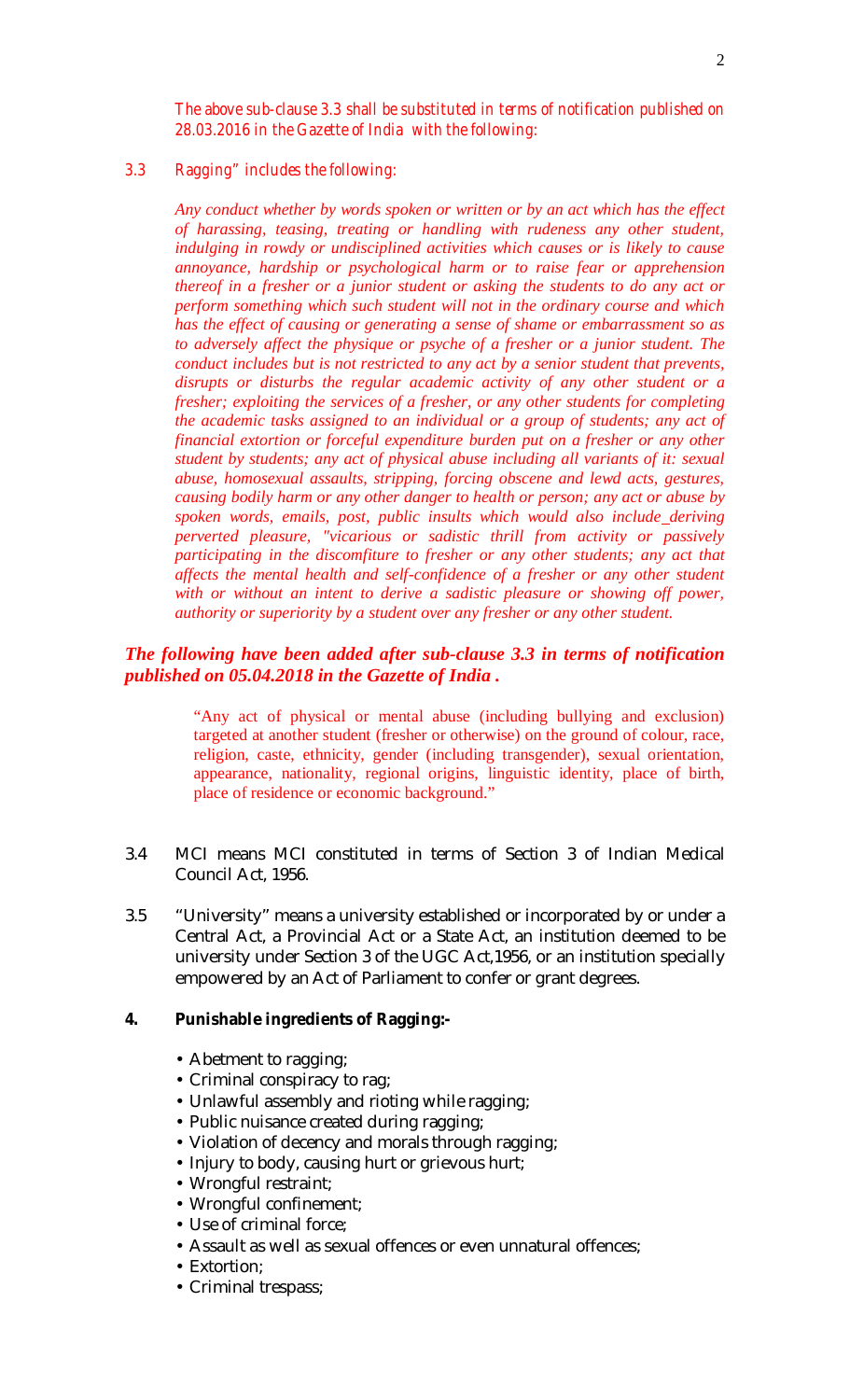*The above sub-clause 3.3 shall be substituted in terms of notification published on 28.03.2016 in the Gazette of India with the following:*

*3.3 Ragging" includes the following:*

*Any conduct whether by words spoken or written or by an act which has the effect of harassing, teasing, treating or handling with rudeness any other student, indulging in rowdy or undisciplined activities which causes or is likely to cause annoyance, hardship or psychological harm or to raise fear or apprehension thereof in a fresher or a junior student or asking the students to do any act or perform something which such student will not in the ordinary course and which has the effect of causing or generating a sense of shame or embarrassment so as to adversely affect the physique or psyche of a fresher or a junior student. The conduct includes but is not restricted to any act by a senior student that prevents, disrupts or disturbs the regular academic activity of any other student or a fresher; exploiting the services of a fresher, or any other students for completing the academic tasks assigned to an individual or a group of students; any act of financial extortion or forceful expenditure burden put on a fresher or any other student by students; any act of physical abuse including all variants of it: sexual abuse, homosexual assaults, stripping, forcing obscene and lewd acts, gestures, causing bodily harm or any other danger to health or person; any act or abuse by spoken words, emails, post, public insults which would also include_deriving perverted pleasure, "vicarious or sadistic thrill from activity or passively participating in the discomfiture to fresher or any other students; any act that affects the mental health and self-confidence of a fresher or any other student with or without an intent to derive a sadistic pleasure or showing off power, authority or superiority by a student over any fresher or any other student.*

***The following have been added after sub-clause 3.3 in terms of notification published on 05.04.2018 in the Gazette of India .***

"Any act of physical or mental abuse (including bullying and exclusion) targeted at another student (fresher or otherwise) on the ground of colour, race, religion, caste, ethnicity, gender (including transgender), sexual orientation, appearance, nationality, regional origins, linguistic identity, place of birth, place of residence or economic background."

3.4 MCI means MCI constituted in terms of Section 3 of Indian Medical Council Act, 1956.

3.5 "University" means a university established or incorporated by or under a Central Act, a Provincial Act or a State Act, an institution deemed to be university under Section 3 of the UGC Act,1956, or an institution specially empowered by an Act of Parliament to confer or grant degrees.

**4. Punishable ingredients of Ragging:-**

- Abetment to ragging;
- Criminal conspiracy to rag;
- Unlawful assembly and rioting while ragging;
- Public nuisance created during ragging;
- Violation of decency and morals through ragging;
- Injury to body, causing hurt or grievous hurt;
- Wrongful restraint;
- Wrongful confinement;
- Use of criminal force;
- Assault as well as sexual offences or even unnatural offences;
- Extortion;
- Criminal trespass;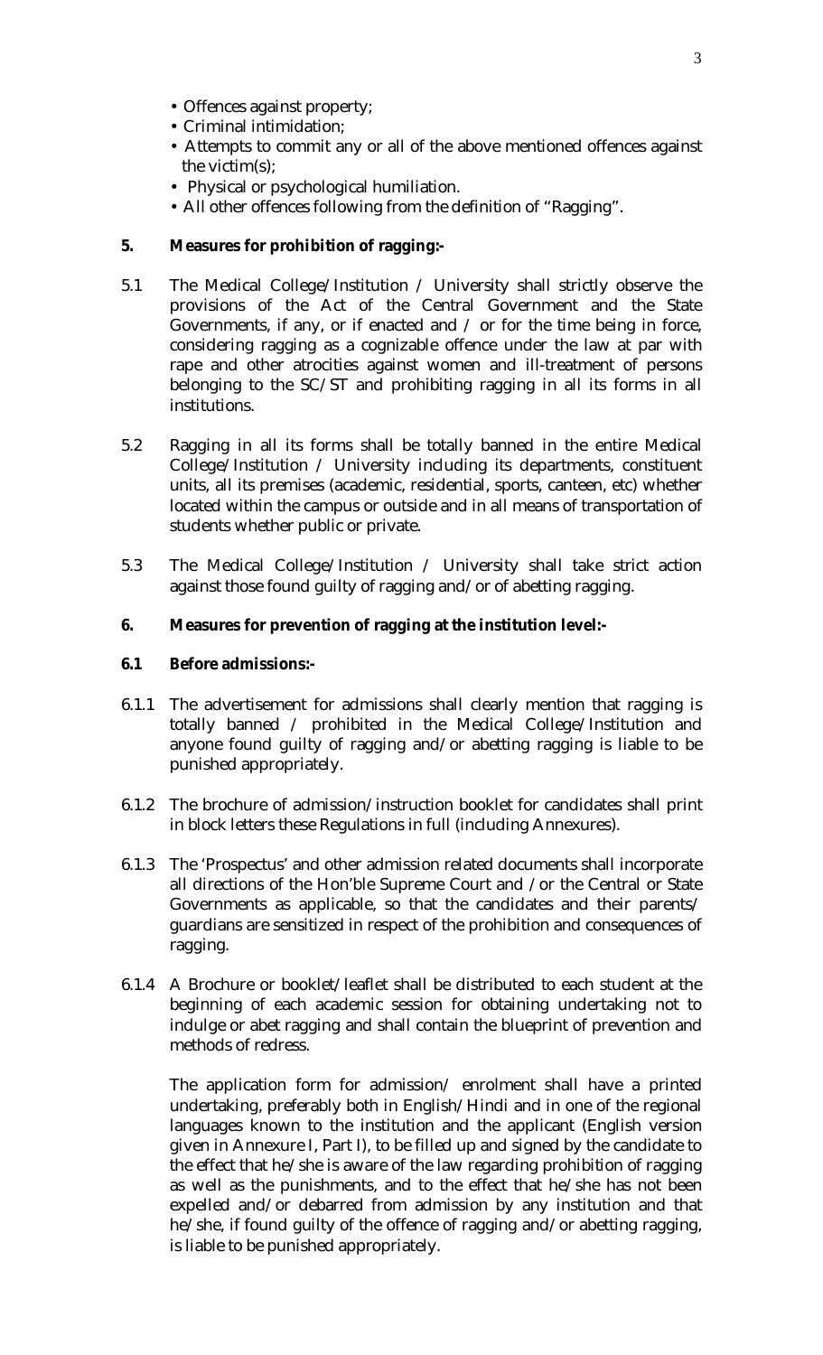- Offences against property;
- Criminal intimidation;
- Attempts to commit any or all of the above mentioned offences against the victim(s);
- Physical or psychological humiliation.
- All other offences following from the definition of "Ragging".

**5. Measures for prohibition of ragging:-**

5.1 The Medical College/Institution / University shall strictly observe the provisions of the Act of the Central Government and the State Governments, if any, or if enacted and / or for the time being in force, considering ragging as a cognizable offence under the law at par with rape and other atrocities against women and ill-treatment of persons belonging to the SC/ST and prohibiting ragging in all its forms in all institutions.

5.2 Ragging in all its forms shall be totally banned in the entire Medical College/Institution / University including its departments, constituent units, all its premises (academic, residential, sports, canteen, etc) whether located within the campus or outside and in all means of transportation of students whether public or private.

5.3 The Medical College/Institution / University shall take strict action against those found guilty of ragging and/or of abetting ragging.

**6. Measures for prevention of ragging at the institution level:-**

**6.1 Before admissions:-**

6.1.1 The advertisement for admissions shall clearly mention that ragging is totally banned / prohibited in the Medical College/Institution and anyone found guilty of ragging and/or abetting ragging is liable to be punished appropriately.

6.1.2 The brochure of admission/instruction booklet for candidates shall print in block letters these Regulations in full (including Annexures).

6.1.3 The 'Prospectus' and other admission related documents shall incorporate all directions of the Hon'ble Supreme Court and /or the Central or State Governments as applicable, so that the candidates and their parents/ guardians are sensitized in respect of the prohibition and consequences of ragging.

6.1.4 A Brochure or booklet/leaflet shall be distributed to each student at the beginning of each academic session for obtaining undertaking not to indulge or abet ragging and shall contain the blueprint of prevention and methods of redress.

The application form for admission/ enrolment shall have a printed undertaking, preferably both in English/Hindi and in one of the regional languages known to the institution and the applicant (English version given in Annexure I, Part I), to be filled up and signed by the candidate to the effect that he/she is aware of the law regarding prohibition of ragging as well as the punishments, and to the effect that he/she has not been expelled and/or debarred from admission by any institution and that he/she, if found guilty of the offence of ragging and/or abetting ragging, is liable to be punished appropriately.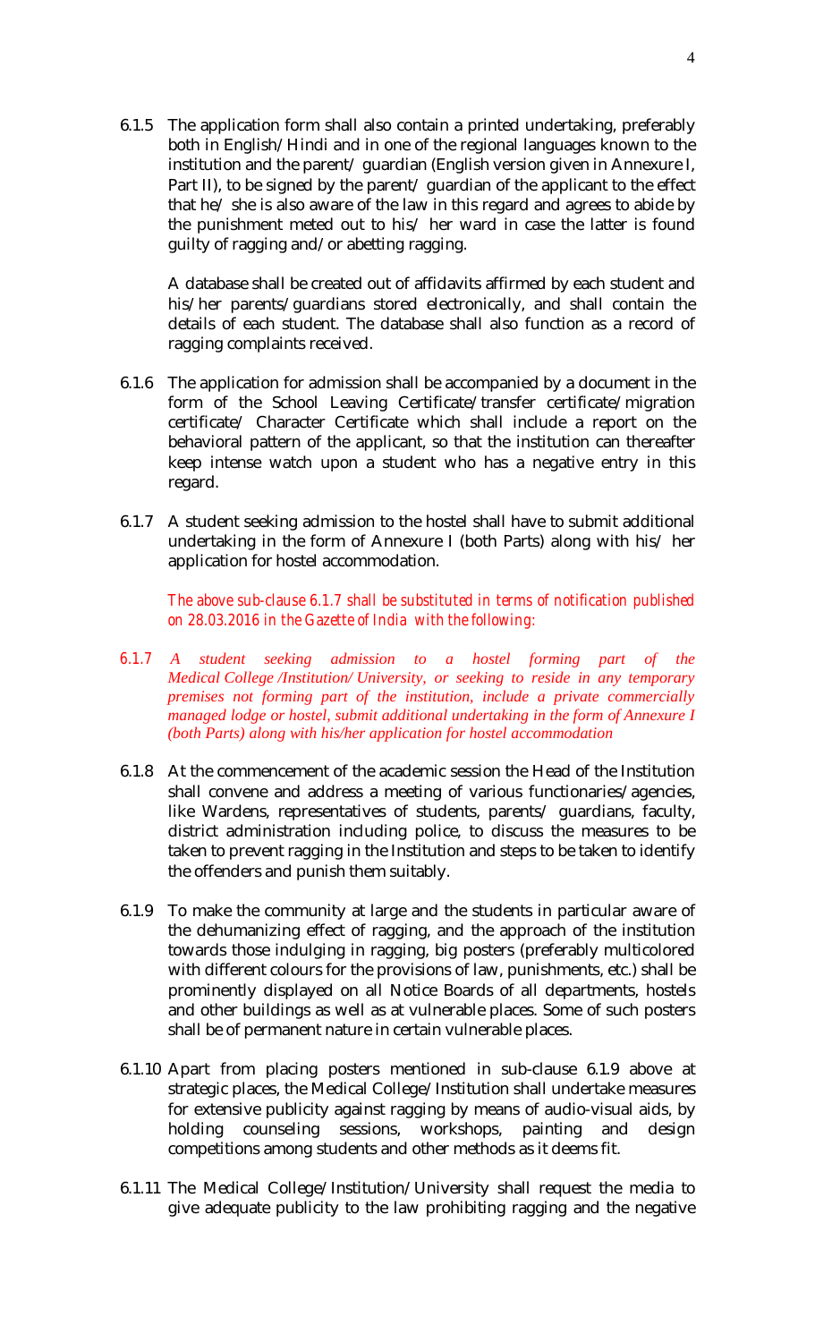6.1.5 The application form shall also contain a printed undertaking, preferably both in English/Hindi and in one of the regional languages known to the institution and the parent/ guardian (English version given in Annexure I, Part II), to be signed by the parent/ guardian of the applicant to the effect that he/ she is also aware of the law in this regard and agrees to abide by the punishment meted out to his/ her ward in case the latter is found guilty of ragging and/or abetting ragging.

A database shall be created out of affidavits affirmed by each student and his/her parents/guardians stored electronically, and shall contain the details of each student. The database shall also function as a record of ragging complaints received.

6.1.6 The application for admission shall be accompanied by a document in the form of the School Leaving Certificate/transfer certificate/migration certificate/ Character Certificate which shall include a report on the behavioral pattern of the applicant, so that the institution can thereafter keep intense watch upon a student who has a negative entry in this regard.

6.1.7 A student seeking admission to the hostel shall have to submit additional undertaking in the form of Annexure I (both Parts) along with his/ her application for hostel accommodation.

*The above sub-clause 6.1.7 shall be substituted in terms of notification published on 28.03.2016 in the Gazette of India with the following:*

*6.1.7 A student seeking admission to a hostel forming part of the Medical College /Institution/ University, or seeking to reside in any temporary premises not forming part of the institution, include a private commercially managed lodge or hostel, submit additional undertaking in the form of Annexure I (both Parts) along with his/her application for hostel accommodation*

6.1.8 At the commencement of the academic session the Head of the Institution shall convene and address a meeting of various functionaries/agencies, like Wardens, representatives of students, parents/ guardians, faculty, district administration including police, to discuss the measures to be taken to prevent ragging in the Institution and steps to be taken to identify the offenders and punish them suitably.

6.1.9 To make the community at large and the students in particular aware of the dehumanizing effect of ragging, and the approach of the institution towards those indulging in ragging, big posters (preferably multicolored with different colours for the provisions of law, punishments, etc.) shall be prominently displayed on all Notice Boards of all departments, hostels and other buildings as well as at vulnerable places. Some of such posters shall be of permanent nature in certain vulnerable places.

6.1.10 Apart from placing posters mentioned in sub-clause 6.1.9 above at strategic places, the Medical College/Institution shall undertake measures for extensive publicity against ragging by means of audio-visual aids, by holding counseling sessions, workshops, painting and design competitions among students and other methods as it deems fit.

6.1.11 The Medical College/Institution/University shall request the media to give adequate publicity to the law prohibiting ragging and the negative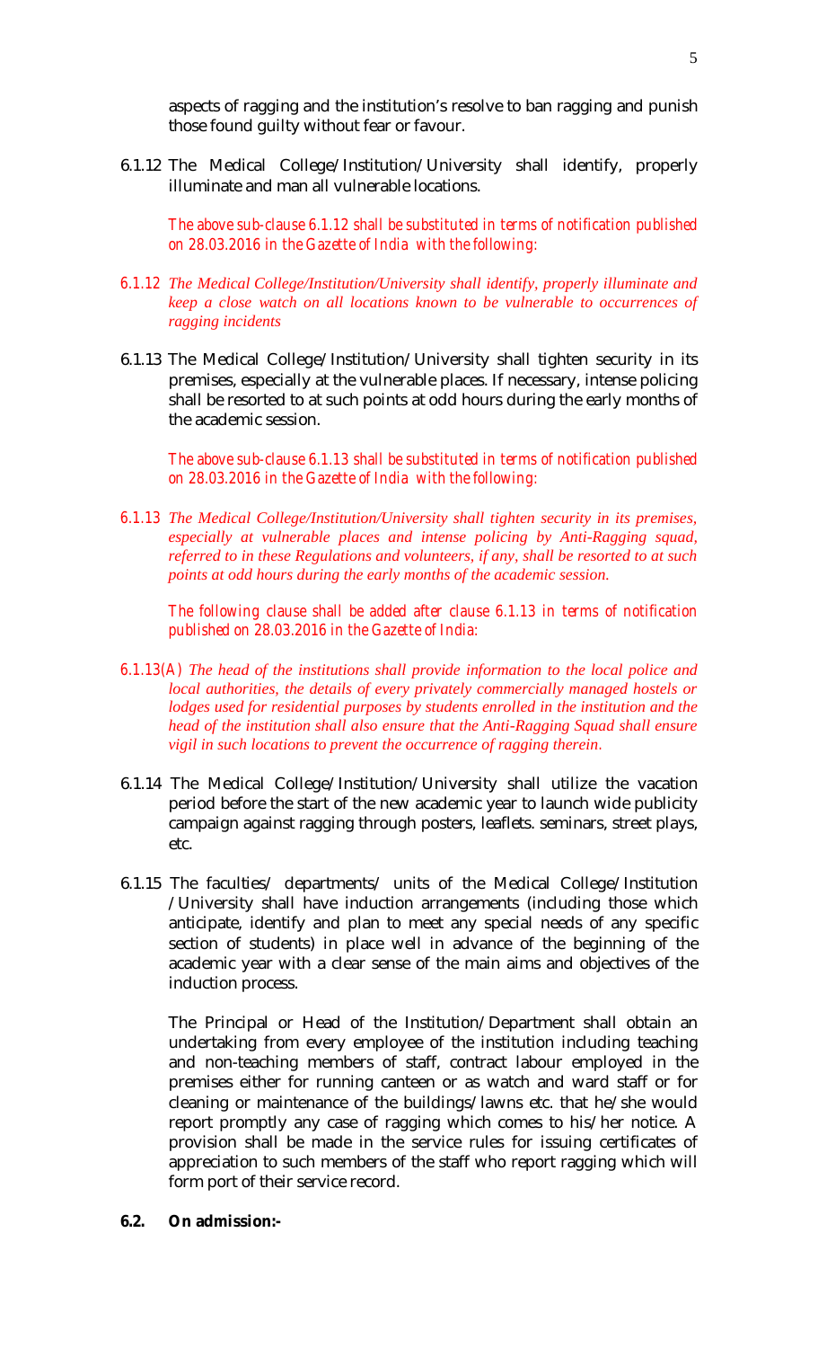aspects of ragging and the institution's resolve to ban ragging and punish those found guilty without fear or favour.

6.1.12 The Medical College/Institution/University shall identify, properly illuminate and man all vulnerable locations.

*The above sub-clause 6.1.12 shall be substituted in terms of notification published on 28.03.2016 in the Gazette of India with the following:*

*6.1.12 The Medical College/Institution/University shall identify, properly illuminate and keep a close watch on all locations known to be vulnerable to occurrences of ragging incidents*

6.1.13 The Medical College/Institution/University shall tighten security in its premises, especially at the vulnerable places. If necessary, intense policing shall be resorted to at such points at odd hours during the early months of the academic session.

*The above sub-clause 6.1.13 shall be substituted in terms of notification published on 28.03.2016 in the Gazette of India with the following:*

*6.1.13 The Medical College/Institution/University shall tighten security in its premises, especially at vulnerable places and intense policing by Anti-Ragging squad, referred to in these Regulations and volunteers, if any, shall be resorted to at such points at odd hours during the early months of the academic session.*

*The following clause shall be added after clause 6.1.13 in terms of notification published on 28.03.2016 in the Gazette of India:*

*6.1.13(A) The head of the institutions shall provide information to the local police and local authorities, the details of every privately commercially managed hostels or lodges used for residential purposes by students enrolled in the institution and the head of the institution shall also ensure that the Anti-Ragging Squad shall ensure vigil in such locations to prevent the occurrence of ragging therein.*

6.1.14 The Medical College/Institution/University shall utilize the vacation period before the start of the new academic year to launch wide publicity campaign against ragging through posters, leaflets. seminars, street plays, etc.

6.1.15 The faculties/ departments/ units of the Medical College/Institution /University shall have induction arrangements (including those which anticipate, identify and plan to meet any special needs of any specific section of students) in place well in advance of the beginning of the academic year with a clear sense of the main aims and objectives of the induction process.

The Principal or Head of the Institution/Department shall obtain an undertaking from every employee of the institution including teaching and non-teaching members of staff, contract labour employed in the premises either for running canteen or as watch and ward staff or for cleaning or maintenance of the buildings/lawns etc. that he/she would report promptly any case of ragging which comes to his/her notice. A provision shall be made in the service rules for issuing certificates of appreciation to such members of the staff who report ragging which will form port of their service record.

**6.2. On admission:-**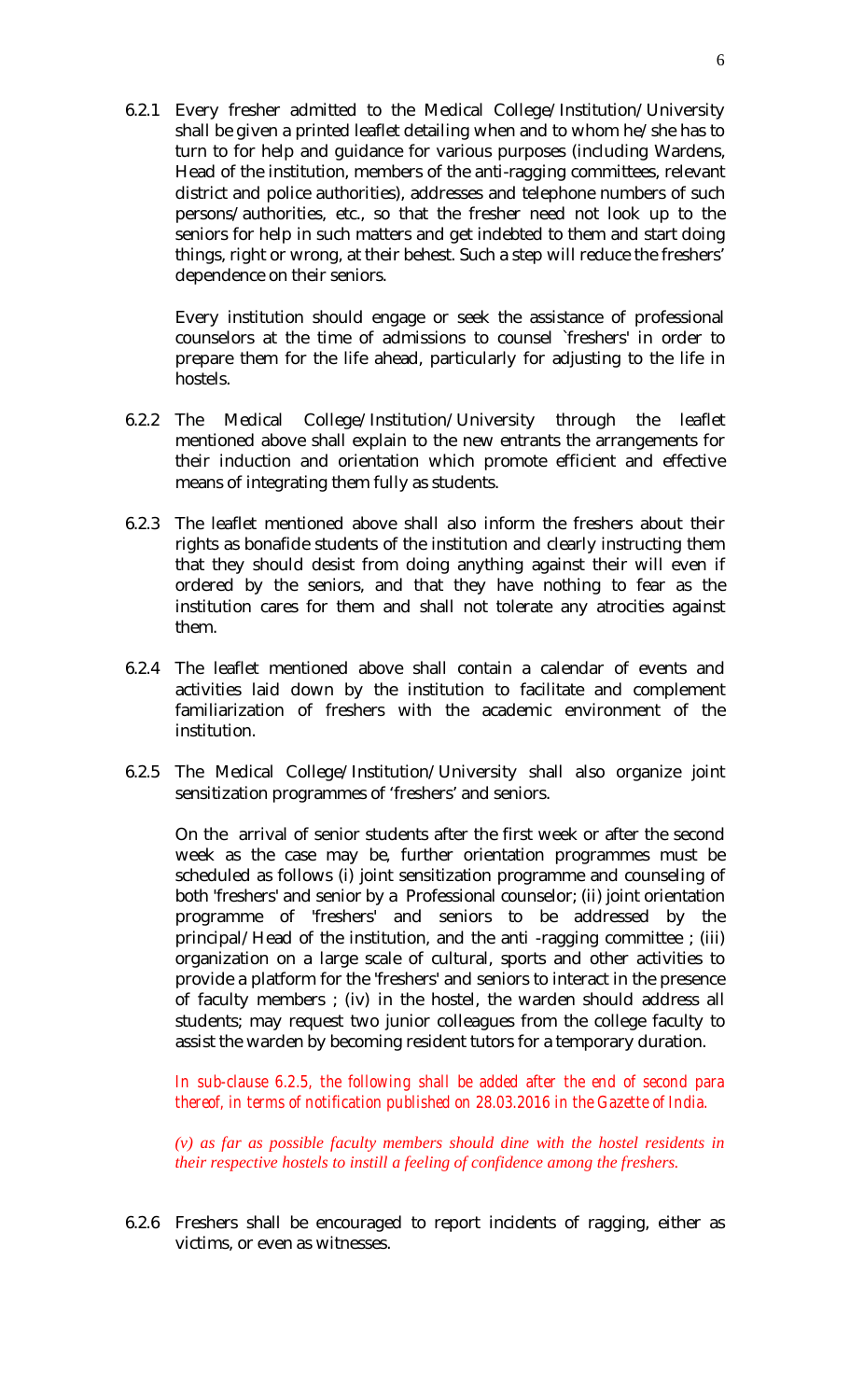6.2.1 Every fresher admitted to the Medical College/Institution/University shall be given a printed leaflet detailing when and to whom he/she has to turn to for help and guidance for various purposes (including Wardens, Head of the institution, members of the anti-ragging committees, relevant district and police authorities), addresses and telephone numbers of such persons/authorities, etc., so that the fresher need not look up to the seniors for help in such matters and get indebted to them and start doing things, right or wrong, at their behest. Such a step will reduce the freshers' dependence on their seniors.

Every institution should engage or seek the assistance of professional counselors at the time of admissions to counsel `freshers' in order to prepare them for the life ahead, particularly for adjusting to the life in hostels.

6.2.2 The Medical College/Institution/University through the leaflet mentioned above shall explain to the new entrants the arrangements for their induction and orientation which promote efficient and effective means of integrating them fully as students.

6.2.3 The leaflet mentioned above shall also inform the freshers about their rights as bonafide students of the institution and clearly instructing them that they should desist from doing anything against their will even if ordered by the seniors, and that they have nothing to fear as the institution cares for them and shall not tolerate any atrocities against them.

6.2.4 The leaflet mentioned above shall contain a calendar of events and activities laid down by the institution to facilitate and complement familiarization of freshers with the academic environment of the institution.

6.2.5 The Medical College/Institution/University shall also organize joint sensitization programmes of 'freshers' and seniors.

On the arrival of senior students after the first week or after the second week as the case may be, further orientation programmes must be scheduled as follows (i) joint sensitization programme and counseling of both 'freshers' and senior by a Professional counselor; (ii) joint orientation programme of 'freshers' and seniors to be addressed by the principal/Head of the institution, and the anti -ragging committee ; (iii) organization on a large scale of cultural, sports and other activities to provide a platform for the 'freshers' and seniors to interact in the presence of faculty members ; (iv) in the hostel, the warden should address all students; may request two junior colleagues from the college faculty to assist the warden by becoming resident tutors for a temporary duration.

*In sub-clause 6.2.5, the following shall be added after the end of second para thereof, in terms of notification published on 28.03.2016 in the Gazette of India.*

*(v) as far as possible faculty members should dine with the hostel residents in their respective hostels to instill a feeling of confidence among the freshers.*

6.2.6 Freshers shall be encouraged to report incidents of ragging, either as victims, or even as witnesses.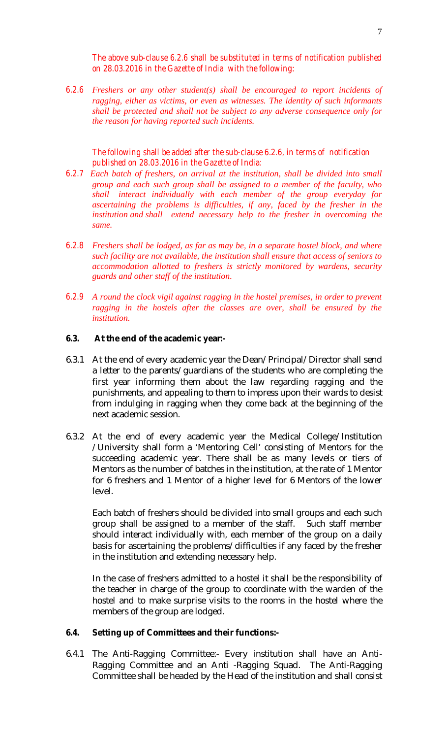*The above sub-clause 6.2.6 shall be substituted in terms of notification published on 28.03.2016 in the Gazette of India with the following:*

6.2.6 *Freshers or any other student(s) shall be encouraged to report incidents of ragging, either as victims, or even as witnesses. The identity of such informants shall be protected and shall not be subject to any adverse consequence only for the reason for having reported such incidents.*

*The following shall be added after the sub-clause 6.2.6, in terms of notification published on 28.03.2016 in the Gazette of India:*

6.2.7 *Each batch of freshers, on arrival at the institution, shall be divided into small group and each such group shall be assigned to a member of the faculty, who shall interact individually with each member of the group everyday for ascertaining the problems is difficulties, if any, faced by the fresher in the institution and shall extend necessary help to the fresher in overcoming the same.*

6.2.8 *Freshers shall be lodged, as far as may be, in a separate hostel block, and where such facility are not available, the institution shall ensure that access of seniors to accommodation allotted to freshers is strictly monitored by wardens, security guards and other staff of the institution.*

6.2.9 *A round the clock vigil against ragging in the hostel premises, in order to prevent ragging in the hostels after the classes are over, shall be ensured by the institution.*

**6.3. At the end of the academic year:-**

6.3.1 At the end of every academic year the Dean/Principal/Director shall send a letter to the parents/guardians of the students who are completing the first year informing them about the law regarding ragging and the punishments, and appealing to them to impress upon their wards to desist from indulging in ragging when they come back at the beginning of the next academic session.

6.3.2 At the end of every academic year the Medical College/Institution /University shall form a 'Mentoring Cell' consisting of Mentors for the succeeding academic year. There shall be as many levels or tiers of Mentors as the number of batches in the institution, at the rate of 1 Mentor for 6 freshers and 1 Mentor of a higher level for 6 Mentors of the lower level.

Each batch of freshers should be divided into small groups and each such group shall be assigned to a member of the staff. Such staff member should interact individually with, each member of the group on a daily basis for ascertaining the problems/difficulties if any faced by the fresher in the institution and extending necessary help.

In the case of freshers admitted to a hostel it shall be the responsibility of the teacher in charge of the group to coordinate with the warden of the hostel and to make surprise visits to the rooms in the hostel where the members of the group are lodged.

**6.4. Setting up of Committees and their functions:-**

6.4.1 The Anti-Ragging Committee:- Every institution shall have an Anti-Ragging Committee and an Anti -Ragging Squad. The Anti-Ragging Committee shall be headed by the Head of the institution and shall consist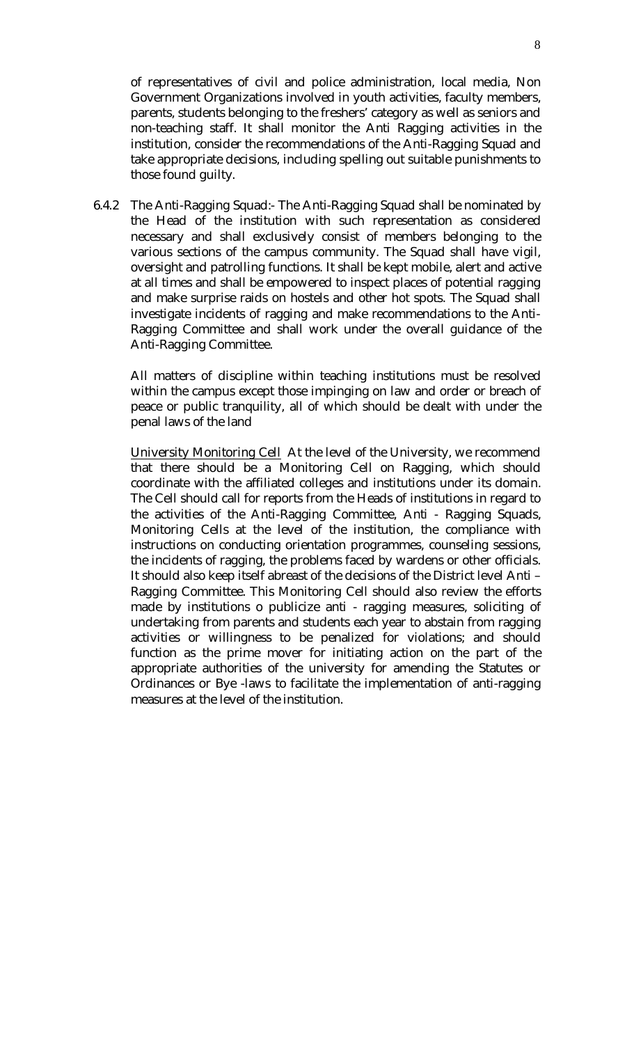of representatives of civil and police administration, local media, Non Government Organizations involved in youth activities, faculty members, parents, students belonging to the freshers' category as well as seniors and non-teaching staff. It shall monitor the Anti Ragging activities in the institution, consider the recommendations of the Anti-Ragging Squad and take appropriate decisions, including spelling out suitable punishments to those found guilty.

6.4.2 The Anti-Ragging Squad:- The Anti-Ragging Squad shall be nominated by the Head of the institution with such representation as considered necessary and shall exclusively consist of members belonging to the various sections of the campus community. The Squad shall have vigil, oversight and patrolling functions. It shall be kept mobile, alert and active at all times and shall be empowered to inspect places of potential ragging and make surprise raids on hostels and other hot spots. The Squad shall investigate incidents of ragging and make recommendations to the Anti-Ragging Committee and shall work under the overall guidance of the Anti-Ragging Committee.

All matters of discipline within teaching institutions must be resolved within the campus except those impinging on law and order or breach of peace or public tranquility, all of which should be dealt with under the penal laws of the land

University Monitoring Cell At the level of the University, we recommend that there should be a Monitoring Cell on Ragging, which should coordinate with the affiliated colleges and institutions under its domain. The Cell should call for reports from the Heads of institutions in regard to the activities of the Anti-Ragging Committee, Anti - Ragging Squads, Monitoring Cells at the level of the institution, the compliance with instructions on conducting orientation programmes, counseling sessions, the incidents of ragging, the problems faced by wardens or other officials. It should also keep itself abreast of the decisions of the District level Anti – Ragging Committee. This Monitoring Cell should also review the efforts made by institutions o publicize anti - ragging measures, soliciting of undertaking from parents and students each year to abstain from ragging activities or willingness to be penalized for violations; and should function as the prime mover for initiating action on the part of the appropriate authorities of the university for amending the Statutes or Ordinances or Bye -laws to facilitate the implementation of anti-ragging measures at the level of the institution.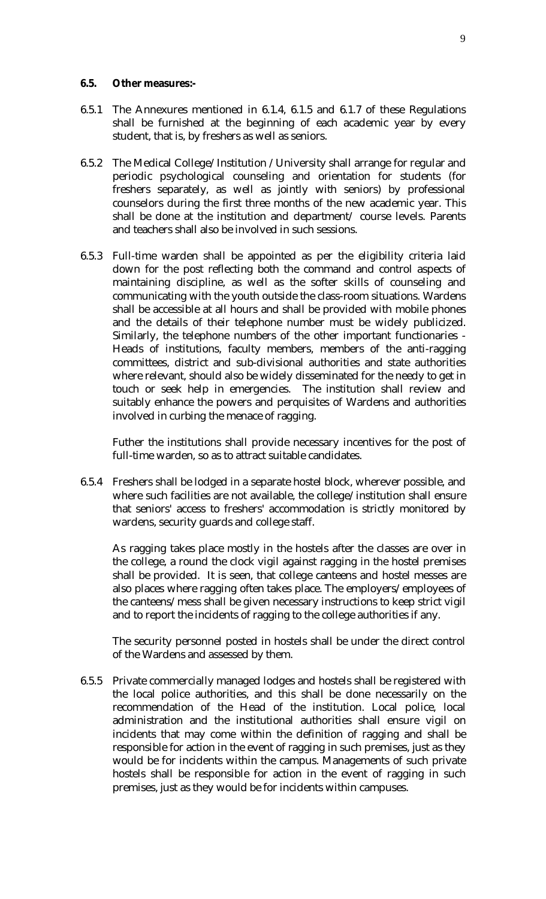**6.5. Other measures:-**

6.5.1 The Annexures mentioned in 6.1.4, 6.1.5 and 6.1.7 of these Regulations shall be furnished at the beginning of each academic year by every student, that is, by freshers as well as seniors.

6.5.2 The Medical College/Institution /University shall arrange for regular and periodic psychological counseling and orientation for students (for freshers separately, as well as jointly with seniors) by professional counselors during the first three months of the new academic year. This shall be done at the institution and department/ course levels. Parents and teachers shall also be involved in such sessions.

6.5.3 Full-time warden shall be appointed as per the eligibility criteria laid down for the post reflecting both the command and control aspects of maintaining discipline, as well as the softer skills of counseling and communicating with the youth outside the class-room situations. Wardens shall be accessible at all hours and shall be provided with mobile phones and the details of their telephone number must be widely publicized. Similarly, the telephone numbers of the other important functionaries - Heads of institutions, faculty members, members of the anti-ragging committees, district and sub-divisional authorities and state authorities where relevant, should also be widely disseminated for the needy to get in touch or seek help in emergencies. The institution shall review and suitably enhance the powers and perquisites of Wardens and authorities involved in curbing the menace of ragging.

Futher the institutions shall provide necessary incentives for the post of full-time warden, so as to attract suitable candidates.

6.5.4 Freshers shall be lodged in a separate hostel block, wherever possible, and where such facilities are not available, the college/institution shall ensure that seniors' access to freshers' accommodation is strictly monitored by wardens, security guards and college staff.

As ragging takes place mostly in the hostels after the classes are over in the college, a round the clock vigil against ragging in the hostel premises shall be provided. It is seen, that college canteens and hostel messes are also places where ragging often takes place. The employers/employees of the canteens/mess shall be given necessary instructions to keep strict vigil and to report the incidents of ragging to the college authorities if any.

The security personnel posted in hostels shall be under the direct control of the Wardens and assessed by them.

6.5.5 Private commercially managed lodges and hostels shall be registered with the local police authorities, and this shall be done necessarily on the recommendation of the Head of the institution. Local police, local administration and the institutional authorities shall ensure vigil on incidents that may come within the definition of ragging and shall be responsible for action in the event of ragging in such premises, just as they would be for incidents within the campus. Managements of such private hostels shall be responsible for action in the event of ragging in such premises, just as they would be for incidents within campuses.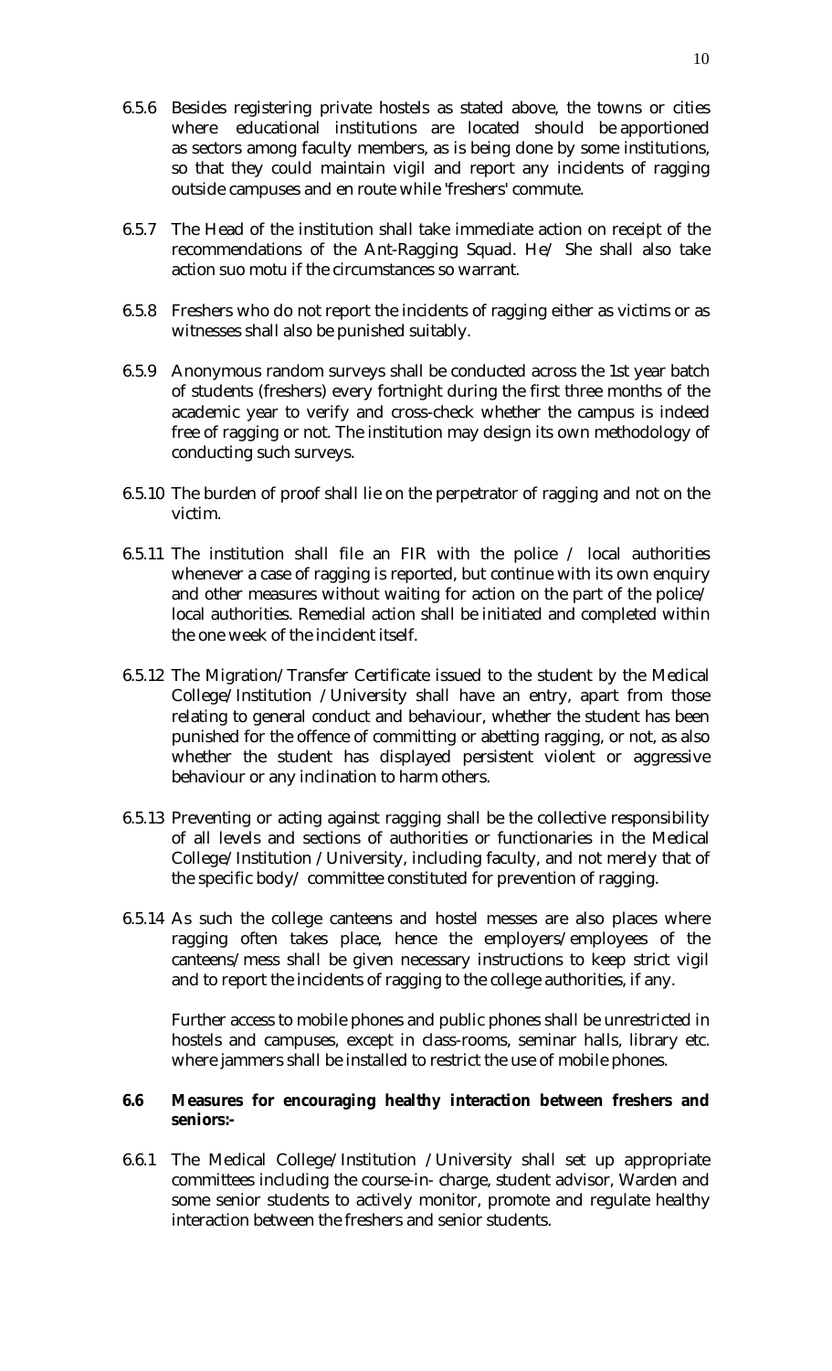6.5.6 Besides registering private hostels as stated above, the towns or cities where educational institutions are located should be apportioned as sectors among faculty members, as is being done by some institutions, so that they could maintain vigil and report any incidents of ragging outside campuses and en route while 'freshers' commute.

6.5.7 The Head of the institution shall take immediate action on receipt of the recommendations of the Ant-Ragging Squad. He/ She shall also take action suo motu if the circumstances so warrant.

6.5.8 Freshers who do not report the incidents of ragging either as victims or as witnesses shall also be punished suitably.

6.5.9 Anonymous random surveys shall be conducted across the 1st year batch of students (freshers) every fortnight during the first three months of the academic year to verify and cross-check whether the campus is indeed free of ragging or not. The institution may design its own methodology of conducting such surveys.

6.5.10 The burden of proof shall lie on the perpetrator of ragging and not on the victim.

6.5.11 The institution shall file an FIR with the police / local authorities whenever a case of ragging is reported, but continue with its own enquiry and other measures without waiting for action on the part of the police/ local authorities. Remedial action shall be initiated and completed within the one week of the incident itself.

6.5.12 The Migration/Transfer Certificate issued to the student by the Medical College/Institution /University shall have an entry, apart from those relating to general conduct and behaviour, whether the student has been punished for the offence of committing or abetting ragging, or not, as also whether the student has displayed persistent violent or aggressive behaviour or any inclination to harm others.

6.5.13 Preventing or acting against ragging shall be the collective responsibility of all levels and sections of authorities or functionaries in the Medical College/Institution /University, including faculty, and not merely that of the specific body/ committee constituted for prevention of ragging.

6.5.14 As such the college canteens and hostel messes are also places where ragging often takes place, hence the employers/employees of the canteens/mess shall be given necessary instructions to keep strict vigil and to report the incidents of ragging to the college authorities, if any.

Further access to mobile phones and public phones shall be unrestricted in hostels and campuses, except in class-rooms, seminar halls, library etc. where jammers shall be installed to restrict the use of mobile phones.

**6.6 Measures for encouraging healthy interaction between freshers and seniors:-**

6.6.1 The Medical College/Institution /University shall set up appropriate committees including the course-in- charge, student advisor, Warden and some senior students to actively monitor, promote and regulate healthy interaction between the freshers and senior students.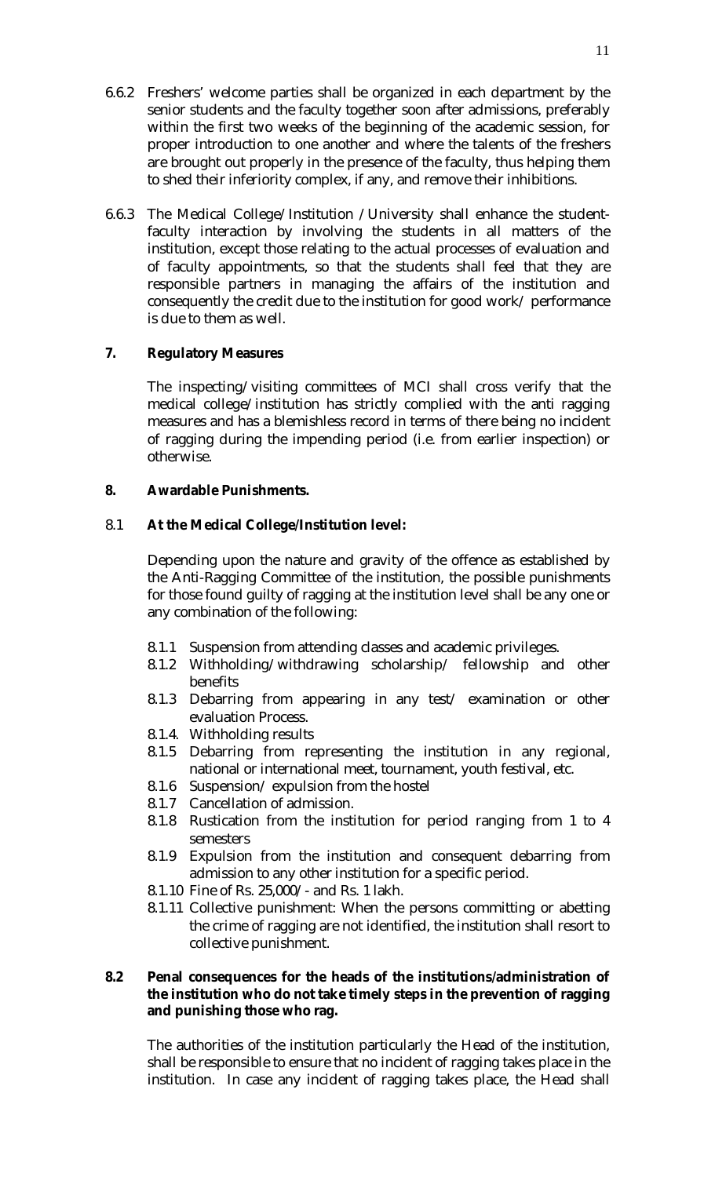6.6.2 Freshers' welcome parties shall be organized in each department by the senior students and the faculty together soon after admissions, preferably within the first two weeks of the beginning of the academic session, for proper introduction to one another and where the talents of the freshers are brought out properly in the presence of the faculty, thus helping them to shed their inferiority complex, if any, and remove their inhibitions.

6.6.3 The Medical College/Institution /University shall enhance the student-faculty interaction by involving the students in all matters of the institution, except those relating to the actual processes of evaluation and of faculty appointments, so that the students shall feel that they are responsible partners in managing the affairs of the institution and consequently the credit due to the institution for good work/ performance is due to them as well.

**7. Regulatory Measures**

The inspecting/visiting committees of MCI shall cross verify that the medical college/institution has strictly complied with the anti ragging measures and has a blemishless record in terms of there being no incident of ragging during the impending period (i.e. from earlier inspection) or otherwise.

**8. Awardable Punishments.**

8.1 **At the Medical College/Institution level:**

Depending upon the nature and gravity of the offence as established by the Anti-Ragging Committee of the institution, the possible punishments for those found guilty of ragging at the institution level shall be any one or any combination of the following:

- 8.1.1 Suspension from attending classes and academic privileges.
- 8.1.2 Withholding/withdrawing scholarship/ fellowship and other benefits
- 8.1.3 Debarring from appearing in any test/ examination or other evaluation Process.
- 8.1.4. Withholding results
- 8.1.5 Debarring from representing the institution in any regional, national or international meet, tournament, youth festival, etc.
- 8.1.6 Suspension/ expulsion from the hostel
- 8.1.7 Cancellation of admission.
- 8.1.8 Rustication from the institution for period ranging from 1 to 4 semesters
- 8.1.9 Expulsion from the institution and consequent debarring from admission to any other institution for a specific period.
- 8.1.10 Fine of Rs. 25,000/- and Rs. 1 lakh.
- 8.1.11 Collective punishment: When the persons committing or abetting the crime of ragging are not identified, the institution shall resort to collective punishment.

**8.2 Penal consequences for the heads of the institutions/administration of the institution who do not take timely steps in the prevention of ragging and punishing those who rag.**

The authorities of the institution particularly the Head of the institution, shall be responsible to ensure that no incident of ragging takes place in the institution. In case any incident of ragging takes place, the Head shall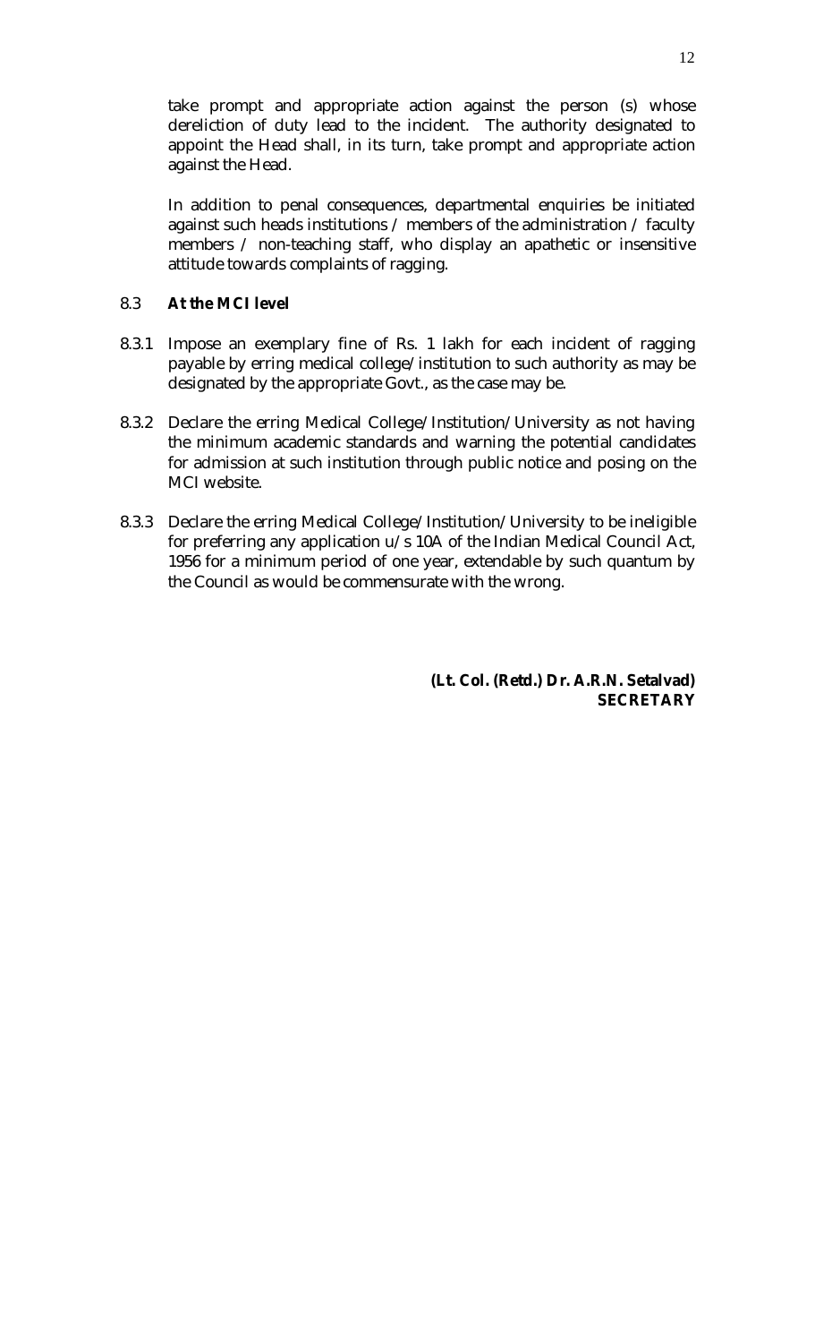take prompt and appropriate action against the person (s) whose dereliction of duty lead to the incident. The authority designated to appoint the Head shall, in its turn, take prompt and appropriate action against the Head.

In addition to penal consequences, departmental enquiries be initiated against such heads institutions / members of the administration / faculty members / non-teaching staff, who display an apathetic or insensitive attitude towards complaints of ragging.

8.3 **At the MCI level**

8.3.1 Impose an exemplary fine of Rs. 1 lakh for each incident of ragging payable by erring medical college/institution to such authority as may be designated by the appropriate Govt., as the case may be.

8.3.2 Declare the erring Medical College/Institution/University as not having the minimum academic standards and warning the potential candidates for admission at such institution through public notice and posing on the MCI website.

8.3.3 Declare the erring Medical College/Institution/University to be ineligible for preferring any application u/s 10A of the Indian Medical Council Act, 1956 for a minimum period of one year, extendable by such quantum by the Council as would be commensurate with the wrong.

**(Lt. Col. (Retd.) Dr. A.R.N. Setalvad)**
**SECRETARY**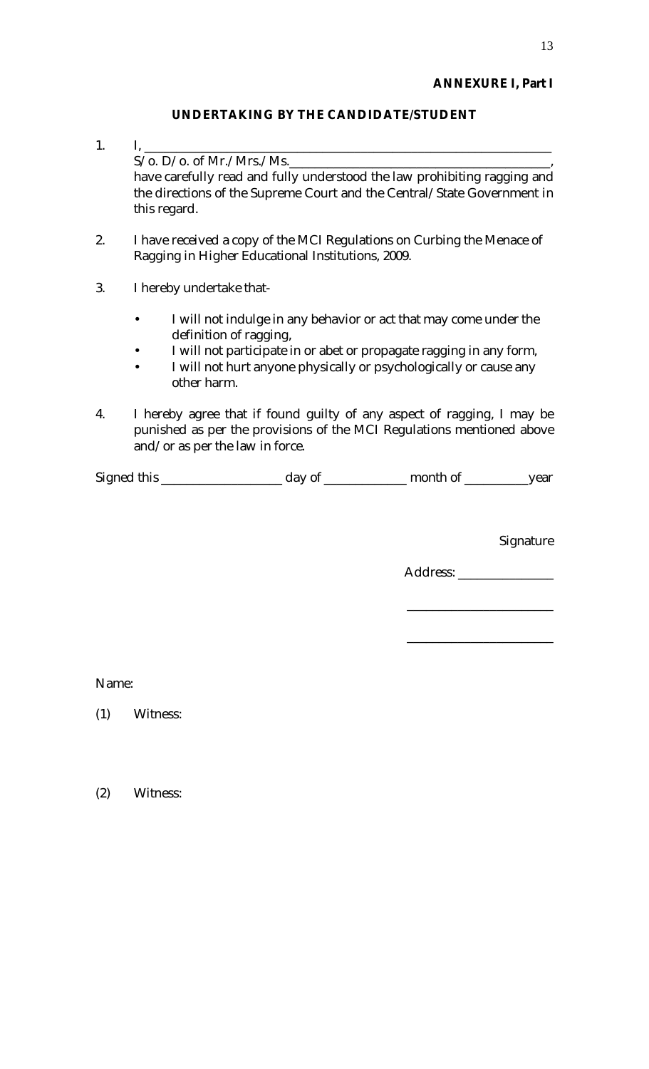**ANNEXURE I, Part I**

## UNDERTAKING BY THE CANDIDATE/STUDENT

1. I, ______________________________________________________________
   S/o. D/o. of Mr./Mrs./Ms.________________________________________,
   have carefully read and fully understood the law prohibiting ragging and the directions of the Supreme Court and the Central/State Government in this regard.

2. I have received a copy of the MCI Regulations on Curbing the Menace of Ragging in Higher Educational Institutions, 2009.

3. I hereby undertake that-

   - I will not indulge in any behavior or act that may come under the definition of ragging,
   - I will not participate in or abet or propagate ragging in any form,
   - I will not hurt anyone physically or psychologically or cause any other harm.

4. I hereby agree that if found guilty of any aspect of ragging, I may be punished as per the provisions of the MCI Regulations mentioned above and/or as per the law in force.

Signed this ___________________ day of _____________ month of __________year

Signature

Address: _______________

_______________________

_______________________

Name:

(1) Witness:

(2) Witness: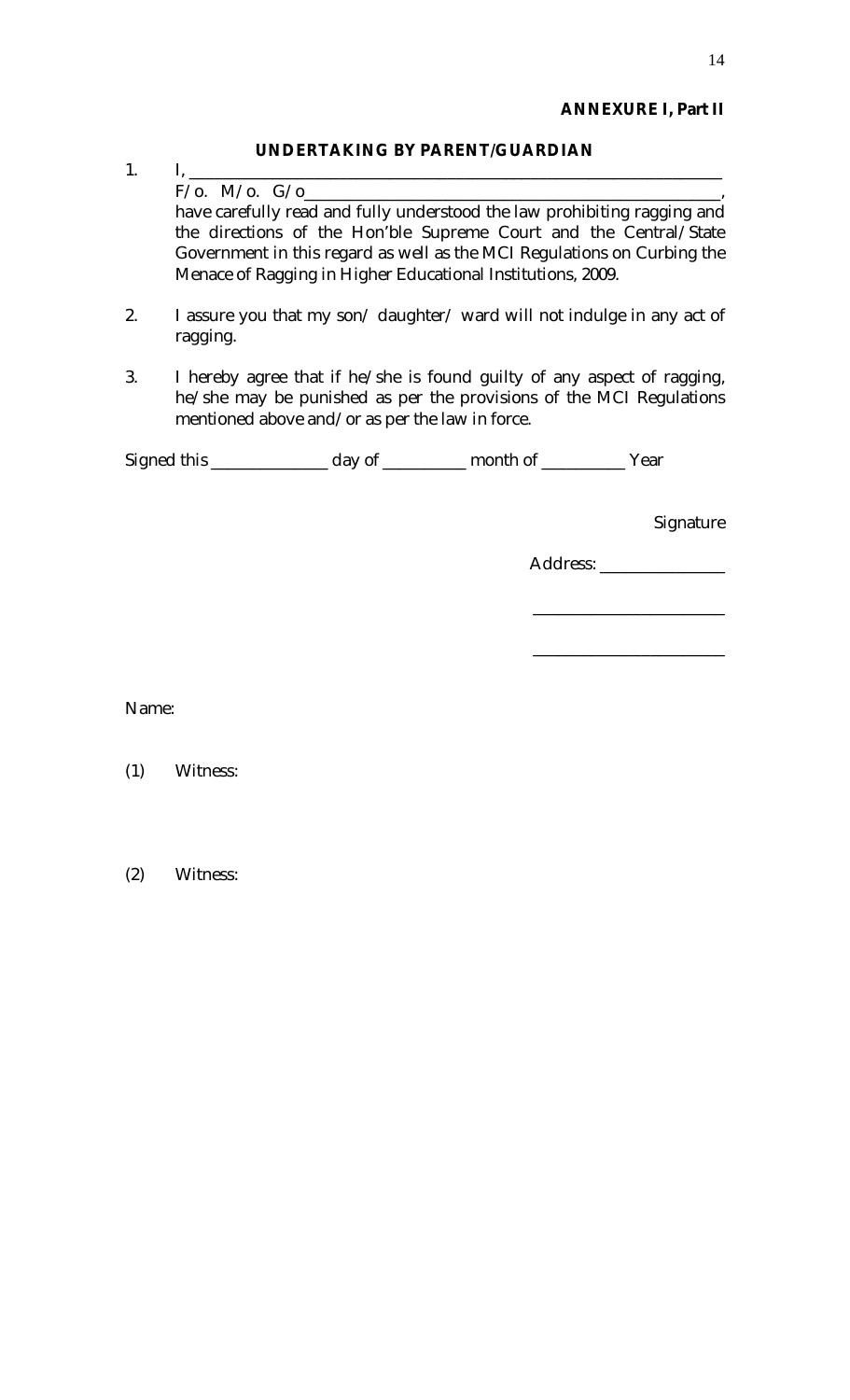**ANNEXURE I, Part II**

## UNDERTAKING BY PARENT/GUARDIAN

1. I, ______________________________________________________________
   F/o. M/o. G/o______________________________________________________,
   have carefully read and fully understood the law prohibiting ragging and the directions of the Hon'ble Supreme Court and the Central/State Government in this regard as well as the MCI Regulations on Curbing the Menace of Ragging in Higher Educational Institutions, 2009.

2. I assure you that my son/ daughter/ ward will not indulge in any act of ragging.

3. I hereby agree that if he/she is found guilty of any aspect of ragging, he/she may be punished as per the provisions of the MCI Regulations mentioned above and/or as per the law in force.

Signed this _____________ day of _________ month of _________ Year

Signature

Address: ______________

_____________________

_____________________

Name:

(1) Witness:

(2) Witness: